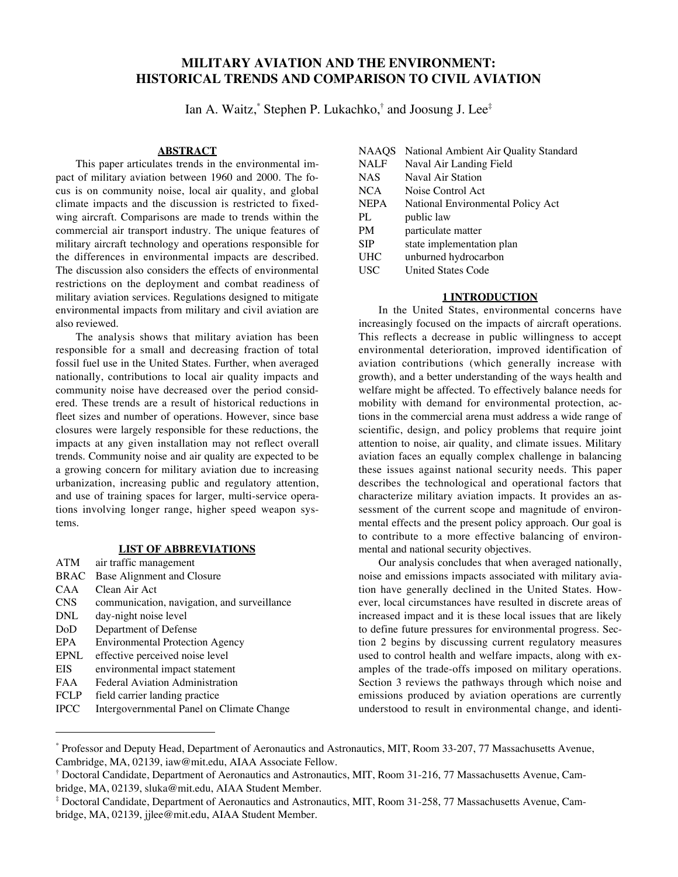# MILITARY AVIATION AND THE ENVIRONMENT: HISTORICAL TRENDS AND COMPARISON TO CIVIL AVIATION

Ian A. Waitz,[*] Stephen P. Lukachko,[†] and Joosung J. Lee[‡]

## ABSTRACT

This paper articulates trends in the environmental impact of military aviation between 1960 and 2000. The focus is on community noise, local air quality, and global climate impacts and the discussion is restricted to fixed-wing aircraft. Comparisons are made to trends within the commercial air transport industry. The unique features of military aircraft technology and operations responsible for the differences in environmental impacts are described. The discussion also considers the effects of environmental restrictions on the deployment and combat readiness of military aviation services. Regulations designed to mitigate environmental impacts from military and civil aviation are also reviewed.

The analysis shows that military aviation has been responsible for a small and decreasing fraction of total fossil fuel use in the United States. Further, when averaged nationally, contributions to local air quality impacts and community noise have decreased over the period considered. These trends are a result of historical reductions in fleet sizes and number of operations. However, since base closures were largely responsible for these reductions, the impacts at any given installation may not reflect overall trends. Community noise and air quality are expected to be a growing concern for military aviation due to increasing urbanization, increasing public and regulatory attention, and use of training spaces for larger, multi-service operations involving longer range, higher speed weapon systems.

## LIST OF ABBREVIATIONS

| | |
|---|---|
| ATM | air traffic management |
| BRAC | Base Alignment and Closure |
| CAA | Clean Air Act |
| CNS | communication, navigation, and surveillance |
| DNL | day-night noise level |
| DoD | Department of Defense |
| EPA | Environmental Protection Agency |
| EPNL | effective perceived noise level |
| EIS | environmental impact statement |
| FAA | Federal Aviation Administration |
| FCLP | field carrier landing practice |
| IPCC | Intergovernmental Panel on Climate Change |
| NAAQS | National Ambient Air Quality Standard |
| NALF | Naval Air Landing Field |
| NAS | Naval Air Station |
| NCA | Noise Control Act |
| NEPA | National Environmental Policy Act |
| PL | public law |
| PM | particulate matter |
| SIP | state implementation plan |
| UHC | unburned hydrocarbon |
| USC | United States Code |

## 1 INTRODUCTION

In the United States, environmental concerns have increasingly focused on the impacts of aircraft operations. This reflects a decrease in public willingness to accept environmental deterioration, improved identification of aviation contributions (which generally increase with growth), and a better understanding of the ways health and welfare might be affected. To effectively balance needs for mobility with demand for environmental protection, actions in the commercial arena must address a wide range of scientific, design, and policy problems that require joint attention to noise, air quality, and climate issues. Military aviation faces an equally complex challenge in balancing these issues against national security needs. This paper describes the technological and operational factors that characterize military aviation impacts. It provides an assessment of the current scope and magnitude of environmental effects and the present policy approach. Our goal is to contribute to a more effective balancing of environmental and national security objectives.

Our analysis concludes that when averaged nationally, noise and emissions impacts associated with military aviation have generally declined in the United States. However, local circumstances have resulted in discrete areas of increased impact and it is these local issues that are likely to define future pressures for environmental progress. Section 2 begins by discussing current regulatory measures used to control health and welfare impacts, along with examples of the trade-offs imposed on military operations. Section 3 reviews the pathways through which noise and emissions produced by aviation operations are currently understood to result in environmental change, and identi-

---

[*] Professor and Deputy Head, Department of Aeronautics and Astronautics, MIT, Room 33-207, 77 Massachusetts Avenue, Cambridge, MA, 02139, iaw@mit.edu, AIAA Associate Fellow.

[†] Doctoral Candidate, Department of Aeronautics and Astronautics, MIT, Room 31-216, 77 Massachusetts Avenue, Cambridge, MA, 02139, sluka@mit.edu, AIAA Student Member.

[‡] Doctoral Candidate, Department of Aeronautics and Astronautics, MIT, Room 31-258, 77 Massachusetts Avenue, Cambridge, MA, 02139, jjlee@mit.edu, AIAA Student Member.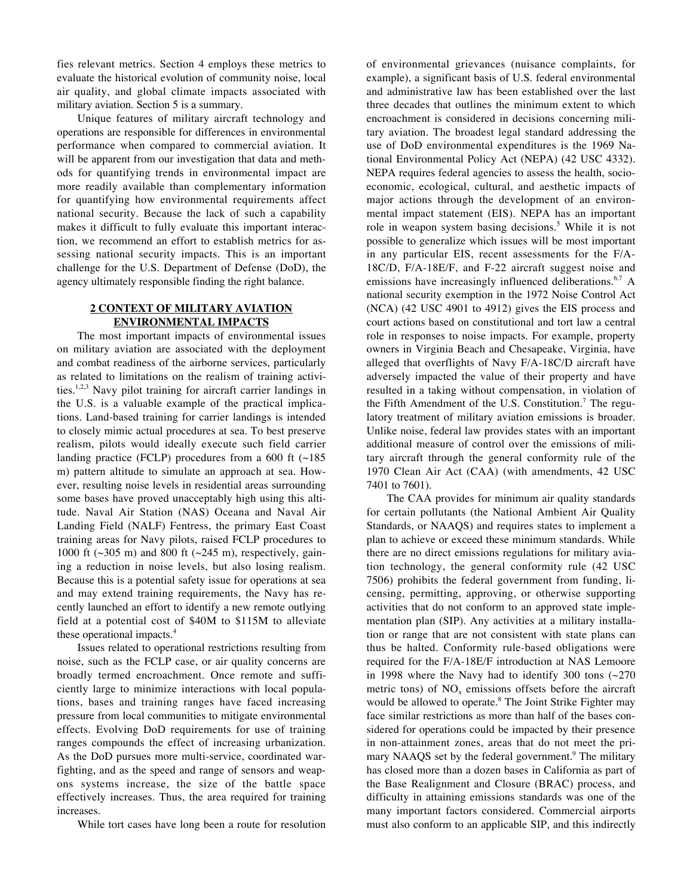fies relevant metrics. Section 4 employs these metrics to evaluate the historical evolution of community noise, local air quality, and global climate impacts associated with military aviation. Section 5 is a summary.

Unique features of military aircraft technology and operations are responsible for differences in environmental performance when compared to commercial aviation. It will be apparent from our investigation that data and methods for quantifying trends in environmental impact are more readily available than complementary information for quantifying how environmental requirements affect national security. Because the lack of such a capability makes it difficult to fully evaluate this important interaction, we recommend an effort to establish metrics for assessing national security impacts. This is an important challenge for the U.S. Department of Defense (DoD), the agency ultimately responsible finding the right balance.

## 2 CONTEXT OF MILITARY AVIATION ENVIRONMENTAL IMPACTS

The most important impacts of environmental issues on military aviation are associated with the deployment and combat readiness of the airborne services, particularly as related to limitations on the realism of training activities.[1,2,3] Navy pilot training for aircraft carrier landings in the U.S. is a valuable example of the practical implications. Land-based training for carrier landings is intended to closely mimic actual procedures at sea. To best preserve realism, pilots would ideally execute such field carrier landing practice (FCLP) procedures from a 600 ft (~185 m) pattern altitude to simulate an approach at sea. However, resulting noise levels in residential areas surrounding some bases have proved unacceptably high using this altitude. Naval Air Station (NAS) Oceana and Naval Air Landing Field (NALF) Fentress, the primary East Coast training areas for Navy pilots, raised FCLP procedures to 1000 ft (~305 m) and 800 ft (~245 m), respectively, gaining a reduction in noise levels, but also losing realism. Because this is a potential safety issue for operations at sea and may extend training requirements, the Navy has recently launched an effort to identify a new remote outlying field at a potential cost of $40M to $115M to alleviate these operational impacts.[4]

Issues related to operational restrictions resulting from noise, such as the FCLP case, or air quality concerns are broadly termed encroachment. Once remote and sufficiently large to minimize interactions with local populations, bases and training ranges have faced increasing pressure from local communities to mitigate environmental effects. Evolving DoD requirements for use of training ranges compounds the effect of increasing urbanization. As the DoD pursues more multi-service, coordinated warfighting, and as the speed and range of sensors and weapons systems increase, the size of the battle space effectively increases. Thus, the area required for training increases.

While tort cases have long been a route for resolution of environmental grievances (nuisance complaints, for example), a significant basis of U.S. federal environmental and administrative law has been established over the last three decades that outlines the minimum extent to which encroachment is considered in decisions concerning military aviation. The broadest legal standard addressing the use of DoD environmental expenditures is the 1969 National Environmental Policy Act (NEPA) (42 USC 4332). NEPA requires federal agencies to assess the health, socioeconomic, ecological, cultural, and aesthetic impacts of major actions through the development of an environmental impact statement (EIS). NEPA has an important role in weapon system basing decisions.[5] While it is not possible to generalize which issues will be most important in any particular EIS, recent assessments for the F/A-18C/D, F/A-18E/F, and F-22 aircraft suggest noise and emissions have increasingly influenced deliberations.[6,7] A national security exemption in the 1972 Noise Control Act (NCA) (42 USC 4901 to 4912) gives the EIS process and court actions based on constitutional and tort law a central role in responses to noise impacts. For example, property owners in Virginia Beach and Chesapeake, Virginia, have alleged that overflights of Navy F/A-18C/D aircraft have adversely impacted the value of their property and have resulted in a taking without compensation, in violation of the Fifth Amendment of the U.S. Constitution.[7] The regulatory treatment of military aviation emissions is broader. Unlike noise, federal law provides states with an important additional measure of control over the emissions of military aircraft through the general conformity rule of the 1970 Clean Air Act (CAA) (with amendments, 42 USC 7401 to 7601).

The CAA provides for minimum air quality standards for certain pollutants (the National Ambient Air Quality Standards, or NAAQS) and requires states to implement a plan to achieve or exceed these minimum standards. While there are no direct emissions regulations for military aviation technology, the general conformity rule (42 USC 7506) prohibits the federal government from funding, licensing, permitting, approving, or otherwise supporting activities that do not conform to an approved state implementation plan (SIP). Any activities at a military installation or range that are not consistent with state plans can thus be halted. Conformity rule-based obligations were required for the F/A-18E/F introduction at NAS Lemoore in 1998 where the Navy had to identify 300 tons (~270 metric tons) of $NO_x$ emissions offsets before the aircraft would be allowed to operate.[8] The Joint Strike Fighter may face similar restrictions as more than half of the bases considered for operations could be impacted by their presence in non-attainment zones, areas that do not meet the primary NAAQS set by the federal government.[9] The military has closed more than a dozen bases in California as part of the Base Realignment and Closure (BRAC) process, and difficulty in attaining emissions standards was one of the many important factors considered. Commercial airports must also conform to an applicable SIP, and this indirectly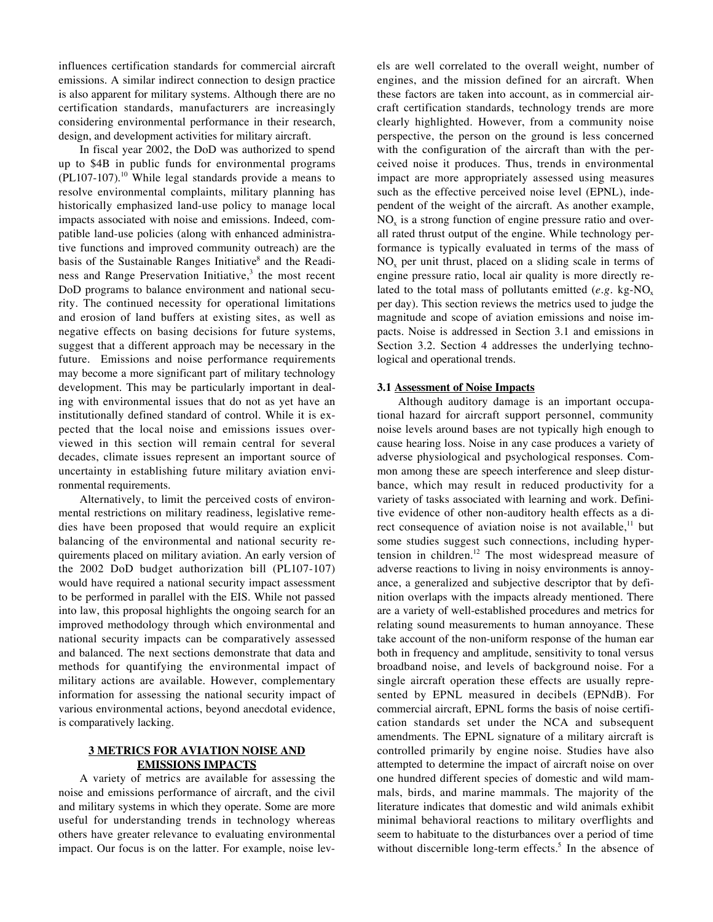influences certification standards for commercial aircraft emissions. A similar indirect connection to design practice is also apparent for military systems. Although there are no certification standards, manufacturers are increasingly considering environmental performance in their research, design, and development activities for military aircraft.

In fiscal year 2002, the DoD was authorized to spend up to $4B in public funds for environmental programs (PL107-107).[10] While legal standards provide a means to resolve environmental complaints, military planning has historically emphasized land-use policy to manage local impacts associated with noise and emissions. Indeed, compatible land-use policies (along with enhanced administrative functions and improved community outreach) are the basis of the Sustainable Ranges Initiative[8] and the Readiness and Range Preservation Initiative,[3] the most recent DoD programs to balance environment and national security. The continued necessity for operational limitations and erosion of land buffers at existing sites, as well as negative effects on basing decisions for future systems, suggest that a different approach may be necessary in the future. Emissions and noise performance requirements may become a more significant part of military technology development. This may be particularly important in dealing with environmental issues that do not as yet have an institutionally defined standard of control. While it is expected that the local noise and emissions issues overviewed in this section will remain central for several decades, climate issues represent an important source of uncertainty in establishing future military aviation environmental requirements.

Alternatively, to limit the perceived costs of environmental restrictions on military readiness, legislative remedies have been proposed that would require an explicit balancing of the environmental and national security requirements placed on military aviation. An early version of the 2002 DoD budget authorization bill (PL107-107) would have required a national security impact assessment to be performed in parallel with the EIS. While not passed into law, this proposal highlights the ongoing search for an improved methodology through which environmental and national security impacts can be comparatively assessed and balanced. The next sections demonstrate that data and methods for quantifying the environmental impact of military actions are available. However, complementary information for assessing the national security impact of various environmental actions, beyond anecdotal evidence, is comparatively lacking.

## 3 METRICS FOR AVIATION NOISE AND EMISSIONS IMPACTS

A variety of metrics are available for assessing the noise and emissions performance of aircraft, and the civil and military systems in which they operate. Some are more useful for understanding trends in technology whereas others have greater relevance to evaluating environmental impact. Our focus is on the latter. For example, noise levels are well correlated to the overall weight, number of engines, and the mission defined for an aircraft. When these factors are taken into account, as in commercial aircraft certification standards, technology trends are more clearly highlighted. However, from a community noise perspective, the person on the ground is less concerned with the configuration of the aircraft than with the perceived noise it produces. Thus, trends in environmental impact are more appropriately assessed using measures such as the effective perceived noise level (EPNL), independent of the weight of the aircraft. As another example, $NO_x$ is a strong function of engine pressure ratio and overall rated thrust output of the engine. While technology performance is typically evaluated in terms of the mass of $NO_x$ per unit thrust, placed on a sliding scale in terms of engine pressure ratio, local air quality is more directly related to the total mass of pollutants emitted (*e.g.* kg-$NO_x$ per day). This section reviews the metrics used to judge the magnitude and scope of aviation emissions and noise impacts. Noise is addressed in Section 3.1 and emissions in Section 3.2. Section 4 addresses the underlying technological and operational trends.

### 3.1 Assessment of Noise Impacts

Although auditory damage is an important occupational hazard for aircraft support personnel, community noise levels around bases are not typically high enough to cause hearing loss. Noise in any case produces a variety of adverse physiological and psychological responses. Common among these are speech interference and sleep disturbance, which may result in reduced productivity for a variety of tasks associated with learning and work. Definitive evidence of other non-auditory health effects as a direct consequence of aviation noise is not available,[11] but some studies suggest such connections, including hypertension in children.[12] The most widespread measure of adverse reactions to living in noisy environments is annoyance, a generalized and subjective descriptor that by definition overlaps with the impacts already mentioned. There are a variety of well-established procedures and metrics for relating sound measurements to human annoyance. These take account of the non-uniform response of the human ear both in frequency and amplitude, sensitivity to tonal versus broadband noise, and levels of background noise. For a single aircraft operation these effects are usually represented by EPNL measured in decibels (EPNdB). For commercial aircraft, EPNL forms the basis of noise certification standards set under the NCA and subsequent amendments. The EPNL signature of a military aircraft is controlled primarily by engine noise. Studies have also attempted to determine the impact of aircraft noise on over one hundred different species of domestic and wild mammals, birds, and marine mammals. The majority of the literature indicates that domestic and wild animals exhibit minimal behavioral reactions to military overflights and seem to habituate to the disturbances over a period of time without discernible long-term effects.[5] In the absence of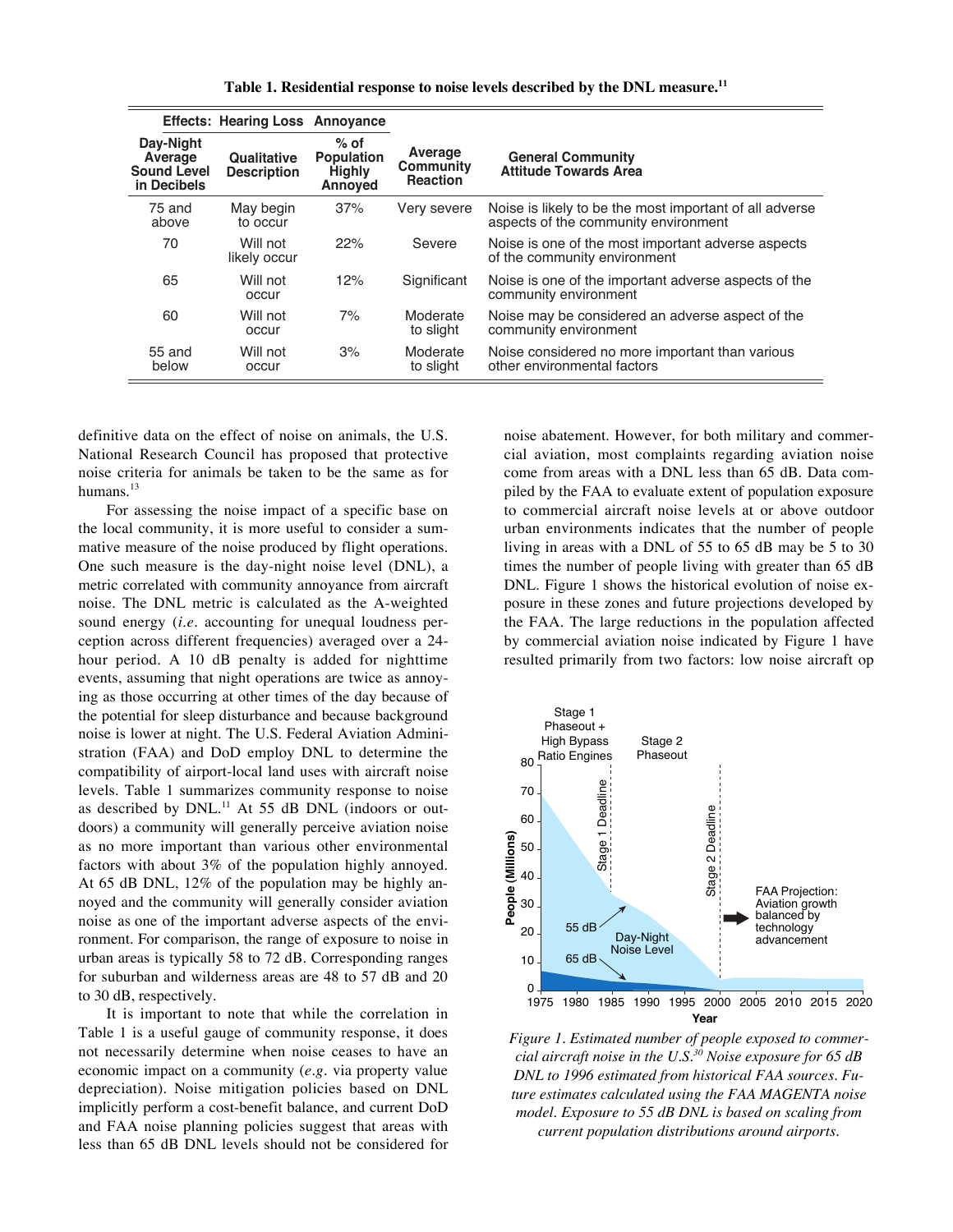**Table 1. Residential response to noise levels described by the DNL measure.[11]**

| | Effects: Hearing Loss | Annoyance | | |
|---|---|---|---|---|
| Day-Night Average Sound Level in Decibels | Qualitative Description | % of Population Highly Annoyed | Average Community Reaction | General Community Attitude Towards Area |
| 75 and above | May begin to occur | 37% | Very severe | Noise is likely to be the most important of all adverse aspects of the community environment |
| 70 | Will not likely occur | 22% | Severe | Noise is one of the most important adverse aspects of the community environment |
| 65 | Will not occur | 12% | Significant | Noise is one of the important adverse aspects of the community environment |
| 60 | Will not occur | 7% | Moderate to slight | Noise may be considered an adverse aspect of the community environment |
| 55 and below | Will not occur | 3% | Moderate to slight | Noise considered no more important than various other environmental factors |

definitive data on the effect of noise on animals, the U.S. National Research Council has proposed that protective noise criteria for animals be taken to be the same as for humans.[13]

For assessing the noise impact of a specific base on the local community, it is more useful to consider a summative measure of the noise produced by flight operations. One such measure is the day-night noise level (DNL), a metric correlated with community annoyance from aircraft noise. The DNL metric is calculated as the A-weighted sound energy (*i.e.* accounting for unequal loudness perception across different frequencies) averaged over a 24-hour period. A 10 dB penalty is added for nighttime events, assuming that night operations are twice as annoying as those occurring at other times of the day because of the potential for sleep disturbance and because background noise is lower at night. The U.S. Federal Aviation Administration (FAA) and DoD employ DNL to determine the compatibility of airport-local land uses with aircraft noise levels. Table 1 summarizes community response to noise as described by DNL.[11] At 55 dB DNL (indoors or outdoors) a community will generally perceive aviation noise as no more important than various other environmental factors with about 3% of the population highly annoyed. At 65 dB DNL, 12% of the population may be highly annoyed and the community will generally consider aviation noise as one of the important adverse aspects of the environment. For comparison, the range of exposure to noise in urban areas is typically 58 to 72 dB. Corresponding ranges for suburban and wilderness areas are 48 to 57 dB and 20 to 30 dB, respectively.

It is important to note that while the correlation in Table 1 is a useful gauge of community response, it does not necessarily determine when noise ceases to have an economic impact on a community (*e.g.* via property value depreciation). Noise mitigation policies based on DNL implicitly perform a cost-benefit balance, and current DoD and FAA noise planning policies suggest that areas with less than 65 dB DNL levels should not be considered for noise abatement. However, for both military and commercial aviation, most complaints regarding aviation noise come from areas with a DNL less than 65 dB. Data compiled by the FAA to evaluate extent of population exposure to commercial aircraft noise levels at or above outdoor urban environments indicates that the number of people living in areas with a DNL of 55 to 65 dB may be 5 to 30 times the number of people living with greater than 65 dB DNL. Figure 1 shows the historical evolution of noise exposure in these zones and future projections developed by the FAA. The large reductions in the population affected by commercial aviation noise indicated by Figure 1 have resulted primarily from two factors: low noise aircraft op

Stage 1 Phaseout + High Bypass Ratio Engines
Stage 2 Phaseout
Stage 1 Deadline
Stage 2 Deadline
People (Millions)
0 10 20 30 40 50 60 70 80
55 dB
65 dB
Day-Night Noise Level
FAA Projection: Aviation growth balanced by technology advancement
1975 1980 1985 1990 1995 2000 2005 2010 2015 2020
Year

*Figure 1. Estimated number of people exposed to commercial aircraft noise in the U.S.[30] Noise exposure for 65 dB DNL to 1996 estimated from historical FAA sources. Future estimates calculated using the FAA MAGENTA noise model. Exposure to 55 dB DNL is based on scaling from current population distributions around airports.*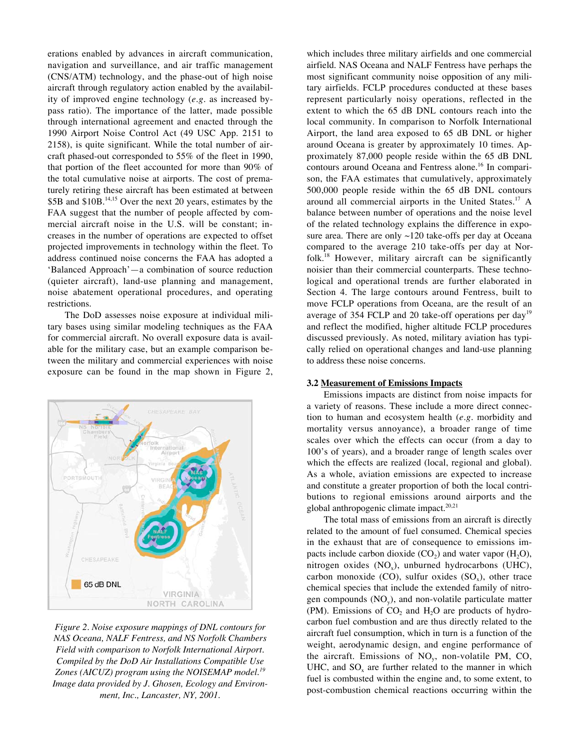erations enabled by advances in aircraft communication, navigation and surveillance, and air traffic management (CNS/ATM) technology, and the phase-out of high noise aircraft through regulatory action enabled by the availability of improved engine technology (*e.g.* as increased bypass ratio). The importance of the latter, made possible through international agreement and enacted through the 1990 Airport Noise Control Act (49 USC App. 2151 to 2158), is quite significant. While the total number of aircraft phased-out corresponded to 55% of the fleet in 1990, that portion of the fleet accounted for more than 90% of the total cumulative noise at airports. The cost of prematurely retiring these aircraft has been estimated at between $5B and $10B.[14,15] Over the next 20 years, estimates by the FAA suggest that the number of people affected by commercial aircraft noise in the U.S. will be constant; increases in the number of operations are expected to offset projected improvements in technology within the fleet. To address continued noise concerns the FAA has adopted a 'Balanced Approach'—a combination of source reduction (quieter aircraft), land-use planning and management, noise abatement operational procedures, and operating restrictions.

The DoD assesses noise exposure at individual military bases using similar modeling techniques as the FAA for commercial aircraft. No overall exposure data is available for the military case, but an example comparison between the military and commercial experiences with noise exposure can be found in the map shown in Figure 2,

CHESAPEAKE BAY
NS Norfolk Chambers Field
Norfolk International Airport
NORFOLK
PORTSMOUTH
VIRGINIA BEACH
NAS Oceana
NALF Fentress
ATLANTIC OCEAN
CHESAPEAKE
65 dB DNL
VIRGINIA
NORTH CAROLINA

*Figure 2. Noise exposure mappings of DNL contours for NAS Oceana, NALF Fentress, and NS Norfolk Chambers Field with comparison to Norfolk International Airport. Compiled by the DoD Air Installations Compatible Use Zones (AICUZ) program using the NOISEMAP model.[19] Image data provided by J. Ghosen, Ecology and Environment, Inc., Lancaster, NY, 2001.*

which includes three military airfields and one commercial airfield. NAS Oceana and NALF Fentress have perhaps the most significant community noise opposition of any military airfields. FCLP procedures conducted at these bases represent particularly noisy operations, reflected in the extent to which the 65 dB DNL contours reach into the local community. In comparison to Norfolk International Airport, the land area exposed to 65 dB DNL or higher around Oceana is greater by approximately 10 times. Approximately 87,000 people reside within the 65 dB DNL contours around Oceana and Fentress alone.[16] In comparison, the FAA estimates that cumulatively, approximately 500,000 people reside within the 65 dB DNL contours around all commercial airports in the United States.[17] A balance between number of operations and the noise level of the related technology explains the difference in exposure area. There are only ~120 take-offs per day at Oceana compared to the average 210 take-offs per day at Norfolk.[18] However, military aircraft can be significantly noisier than their commercial counterparts. These technological and operational trends are further elaborated in Section 4. The large contours around Fentress, built to move FCLP operations from Oceana, are the result of an average of 354 FCLP and 20 take-off operations per day[19] and reflect the modified, higher altitude FCLP procedures discussed previously. As noted, military aviation has typically relied on operational changes and land-use planning to address these noise concerns.

### 3.2 Measurement of Emissions Impacts

Emissions impacts are distinct from noise impacts for a variety of reasons. These include a more direct connection to human and ecosystem health (*e.g.* morbidity and mortality versus annoyance), a broader range of time scales over which the effects can occur (from a day to 100's of years), and a broader range of length scales over which the effects are realized (local, regional and global). As a whole, aviation emissions are expected to increase and constitute a greater proportion of both the local contributions to regional emissions around airports and the global anthropogenic climate impact.[20,21]

The total mass of emissions from an aircraft is directly related to the amount of fuel consumed. Chemical species in the exhaust that are of consequence to emissions impacts include carbon dioxide ($CO_2$) and water vapor ($H_2O$), nitrogen oxides ($NO_x$), unburned hydrocarbons (UHC), carbon monoxide (CO), sulfur oxides ($SO_x$), other trace chemical species that include the extended family of nitrogen compounds ($NO_y$), and non-volatile particulate matter (PM). Emissions of $CO_2$ and $H_2O$ are products of hydrocarbon fuel combustion and are thus directly related to the aircraft fuel consumption, which in turn is a function of the weight, aerodynamic design, and engine performance of the aircraft. Emissions of $NO_y$, non-volatile PM, CO, UHC, and $SO_x$ are further related to the manner in which fuel is combusted within the engine and, to some extent, to post-combustion chemical reactions occurring within the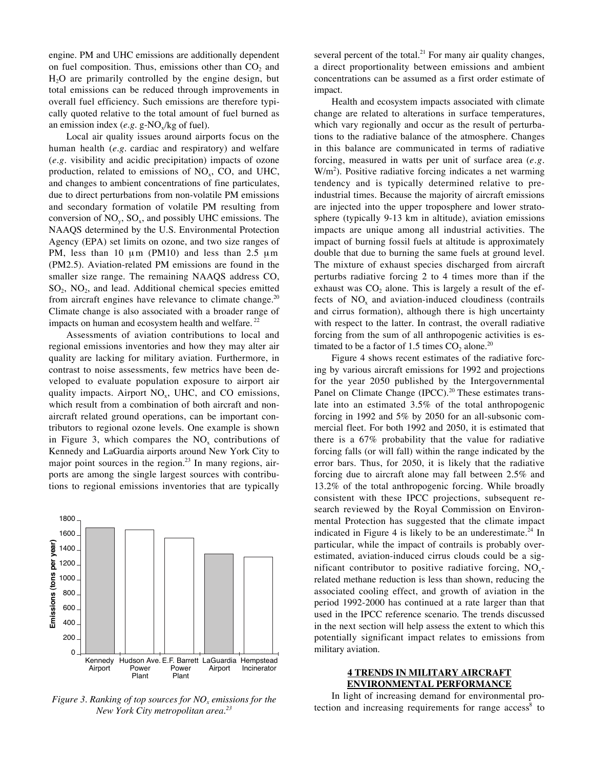engine. PM and UHC emissions are additionally dependent on fuel composition. Thus, emissions other than $CO_2$ and $H_2O$ are primarily controlled by the engine design, but total emissions can be reduced through improvements in overall fuel efficiency. Such emissions are therefore typically quoted relative to the total amount of fuel burned as an emission index (*e.g.* g-$NO_x$/kg of fuel).

Local air quality issues around airports focus on the human health (*e.g.* cardiac and respiratory) and welfare (*e.g.* visibility and acidic precipitation) impacts of ozone production, related to emissions of $NO_x$, CO, and UHC, and changes to ambient concentrations of fine particulates, due to direct perturbations from non-volatile PM emissions and secondary formation of volatile PM resulting from conversion of $NO_y$, $SO_x$, and possibly UHC emissions. The NAAQS determined by the U.S. Environmental Protection Agency (EPA) set limits on ozone, and two size ranges of PM, less than 10 µm (PM10) and less than 2.5 µm (PM2.5). Aviation-related PM emissions are found in the smaller size range. The remaining NAAQS address CO, $SO_2$, $NO_2$, and lead. Additional chemical species emitted from aircraft engines have relevance to climate change.[20] Climate change is also associated with a broader range of impacts on human and ecosystem health and welfare.[22]

Assessments of aviation contributions to local and regional emissions inventories and how they may alter air quality are lacking for military aviation. Furthermore, in contrast to noise assessments, few metrics have been developed to evaluate population exposure to airport air quality impacts. Airport $NO_x$, UHC, and CO emissions, which result from a combination of both aircraft and non-aircraft related ground operations, can be important contributors to regional ozone levels. One example is shown in Figure 3, which compares the $NO_x$ contributions of Kennedy and LaGuardia airports around New York City to major point sources in the region.[23] In many regions, airports are among the single largest sources with contributions to regional emissions inventories that are typically several percent of the total.[21] For many air quality changes, a direct proportionality between emissions and ambient concentrations can be assumed as a first order estimate of impact.

| Source | Emissions (tons per year) (approx.) |
|---|---|
| Kennedy Airport | 1700 |
| Hudson Ave. Power Plant | 1670 |
| E.F. Barrett Power Plant | 1560 |
| LaGuardia Airport | 1350 |
| Hempstead Incinerator | 1310 |

*Figure 3. Ranking of top sources for $NO_x$ emissions for the New York City metropolitan area.[23]*

Health and ecosystem impacts associated with climate change are related to alterations in surface temperatures, which vary regionally and occur as the result of perturbations to the radiative balance of the atmosphere. Changes in this balance are communicated in terms of radiative forcing, measured in watts per unit of surface area (*e.g.* $W/m^2$). Positive radiative forcing indicates a net warming tendency and is typically determined relative to pre-industrial times. Because the majority of aircraft emissions are injected into the upper troposphere and lower stratosphere (typically 9-13 km in altitude), aviation emissions impacts are unique among all industrial activities. The impact of burning fossil fuels at altitude is approximately double that due to burning the same fuels at ground level. The mixture of exhaust species discharged from aircraft perturbs radiative forcing 2 to 4 times more than if the exhaust was $CO_2$ alone. This is largely a result of the effects of $NO_x$ and aviation-induced cloudiness (contrails and cirrus formation), although there is high uncertainty with respect to the latter. In contrast, the overall radiative forcing from the sum of all anthropogenic activities is estimated to be a factor of 1.5 times $CO_2$ alone.[20]

Figure 4 shows recent estimates of the radiative forcing by various aircraft emissions for 1992 and projections for the year 2050 published by the Intergovernmental Panel on Climate Change (IPCC).[20] These estimates translate into an estimated 3.5% of the total anthropogenic forcing in 1992 and 5% by 2050 for an all-subsonic commercial fleet. For both 1992 and 2050, it is estimated that there is a 67% probability that the value for radiative forcing falls (or will fall) within the range indicated by the error bars. Thus, for 2050, it is likely that the radiative forcing due to aircraft alone may fall between 2.5% and 13.2% of the total anthropogenic forcing. While broadly consistent with these IPCC projections, subsequent research reviewed by the Royal Commission on Environmental Protection has suggested that the climate impact indicated in Figure 4 is likely to be an underestimate.[24] In particular, while the impact of contrails is probably overestimated, aviation-induced cirrus clouds could be a significant contributor to positive radiative forcing, $NO_x$-related methane reduction is less than shown, reducing the associated cooling effect, and growth of aviation in the period 1992-2000 has continued at a rate larger than that used in the IPCC reference scenario. The trends discussed in the next section will help assess the extent to which this potentially significant impact relates to emissions from military aviation.

## 4 TRENDS IN MILITARY AIRCRAFT ENVIRONMENTAL PERFORMANCE

In light of increasing demand for environmental protection and increasing requirements for range access[8] to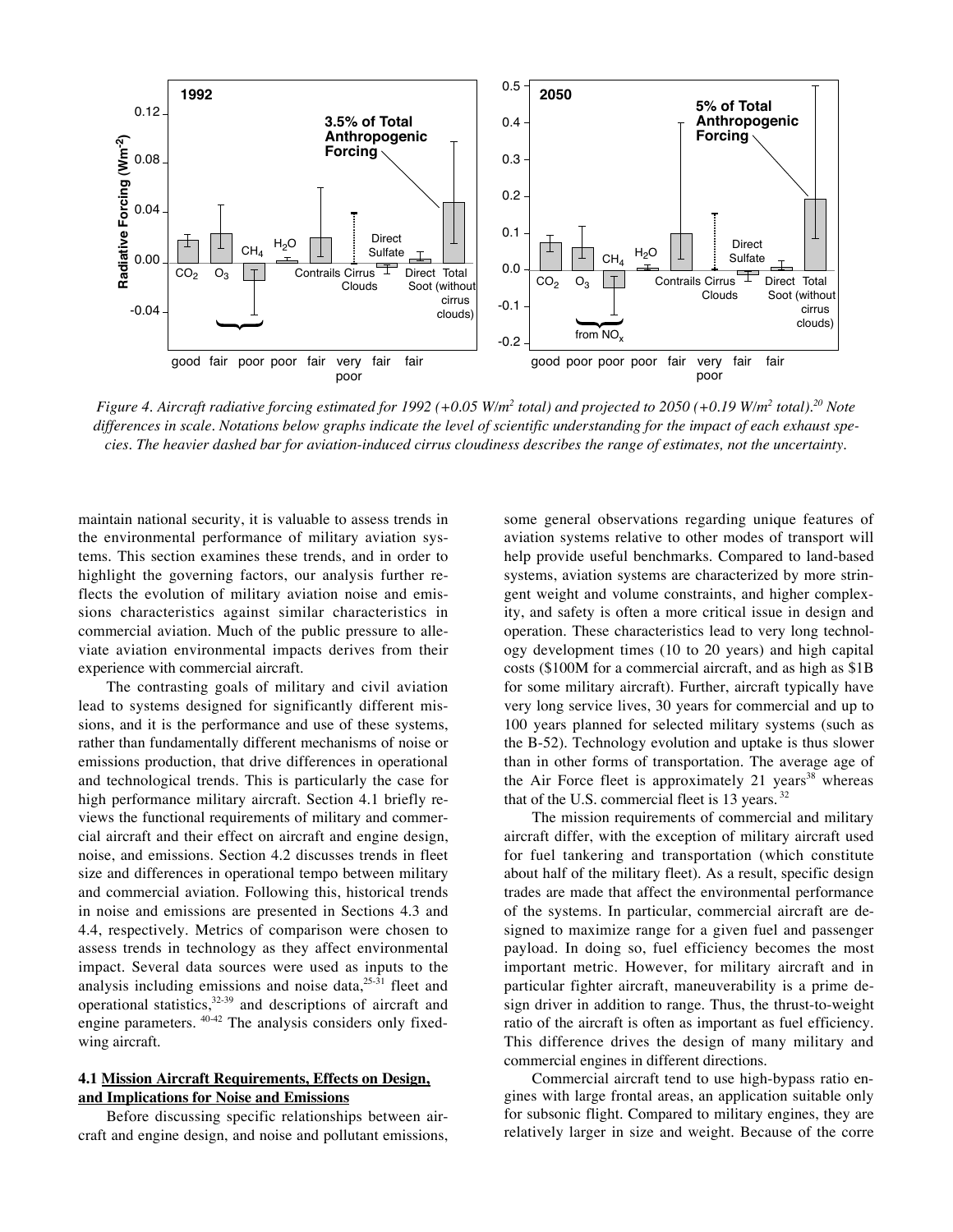1992

0.12

3.5% of Total Anthropogenic Forcing

Radiative Forcing ($Wm^{-2}$)

0.08

0.04

0.00

-0.04

$CO_2$ $O_3$ $CH_4$ $H_2O$ Contrails Cirrus Clouds Direct Sulfate Direct Soot Total (without cirrus clouds)

good fair poor poor fair very poor fair fair

2050

0.5

0.4

0.3

0.2

0.1

0.0

-0.1

-0.2

5% of Total Anthropogenic Forcing

$CO_2$ $O_3$ $CH_4$ $H_2O$ Contrails Cirrus Clouds Direct Sulfate Direct Soot Total (without cirrus clouds)

from $NO_x$

good poor poor poor fair very poor fair fair

*Figure 4. Aircraft radiative forcing estimated for 1992 (+0.05 W/m² total) and projected to 2050 (+0.19 W/m² total).[20] Note differences in scale. Notations below graphs indicate the level of scientific understanding for the impact of each exhaust species. The heavier dashed bar for aviation-induced cirrus cloudiness describes the range of estimates, not the uncertainty.*

maintain national security, it is valuable to assess trends in the environmental performance of military aviation systems. This section examines these trends, and in order to highlight the governing factors, our analysis further reflects the evolution of military aviation noise and emissions characteristics against similar characteristics in commercial aviation. Much of the public pressure to alleviate aviation environmental impacts derives from their experience with commercial aircraft.

The contrasting goals of military and civil aviation lead to systems designed for significantly different missions, and it is the performance and use of these systems, rather than fundamentally different mechanisms of noise or emissions production, that drive differences in operational and technological trends. This is particularly the case for high performance military aircraft. Section 4.1 briefly reviews the functional requirements of military and commercial aircraft and their effect on aircraft and engine design, noise, and emissions. Section 4.2 discusses trends in fleet size and differences in operational tempo between military and commercial aviation. Following this, historical trends in noise and emissions are presented in Sections 4.3 and 4.4, respectively. Metrics of comparison were chosen to assess trends in technology as they affect environmental impact. Several data sources were used as inputs to the analysis including emissions and noise data,[25-31] fleet and operational statistics,[32-39] and descriptions of aircraft and engine parameters.[40-42] The analysis considers only fixed-wing aircraft.

### 4.1 Mission Aircraft Requirements, Effects on Design, and Implications for Noise and Emissions

Before discussing specific relationships between aircraft and engine design, and noise and pollutant emissions, some general observations regarding unique features of aviation systems relative to other modes of transport will help provide useful benchmarks. Compared to land-based systems, aviation systems are characterized by more stringent weight and volume constraints, and higher complexity, and safety is often a more critical issue in design and operation. These characteristics lead to very long technology development times (10 to 20 years) and high capital costs ($100M for a commercial aircraft, and as high as $1B for some military aircraft). Further, aircraft typically have very long service lives, 30 years for commercial and up to 100 years planned for selected military systems (such as the B-52). Technology evolution and uptake is thus slower than in other forms of transportation. The average age of the Air Force fleet is approximately 21 years[38] whereas that of the U.S. commercial fleet is 13 years.[32]

The mission requirements of commercial and military aircraft differ, with the exception of military aircraft used for fuel tankering and transportation (which constitute about half of the military fleet). As a result, specific design trades are made that affect the environmental performance of the systems. In particular, commercial aircraft are designed to maximize range for a given fuel and passenger payload. In doing so, fuel efficiency becomes the most important metric. However, for military aircraft and in particular fighter aircraft, maneuverability is a prime design driver in addition to range. Thus, the thrust-to-weight ratio of the aircraft is often as important as fuel efficiency. This difference drives the design of many military and commercial engines in different directions.

Commercial aircraft tend to use high-bypass ratio engines with large frontal areas, an application suitable only for subsonic flight. Compared to military engines, they are relatively larger in size and weight. Because of the corre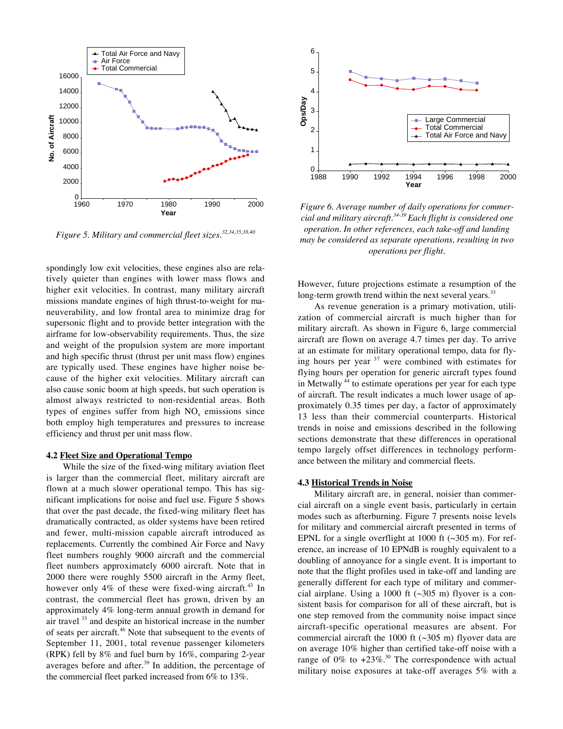Total Air Force and Navy
Air Force
Total Commercial

No. of Aircraft

16000
14000
12000
10000
8000
6000
4000
2000
0

1960 1970 1980 1990 2000

Year

*Figure 5. Military and commercial fleet sizes.*[32,34,35,38,40]

6
5
4
3
2
1
0

Ops/Day

Large Commercial
Total Commercial
Total Air Force and Navy

1988 1990 1992 1994 1996 1998 2000

Year

*Figure 6. Average number of daily operations for commercial and military aircraft.*[34-39] *Each flight is considered one operation. In other references, each take-off and landing may be considered as separate operations, resulting in two operations per flight.*

spondingly low exit velocities, these engines also are relatively quieter than engines with lower mass flows and higher exit velocities. In contrast, many military aircraft missions mandate engines of high thrust-to-weight for maneuverability, and low frontal area to minimize drag for supersonic flight and to provide better integration with the airframe for low-observability requirements. Thus, the size and weight of the propulsion system are more important and high specific thrust (thrust per unit mass flow) engines are typically used. These engines have higher noise because of the higher exit velocities. Military aircraft can also cause sonic boom at high speeds, but such operation is almost always restricted to non-residential areas. Both types of engines suffer from high $NO_x$ emissions since both employ high temperatures and pressures to increase efficiency and thrust per unit mass flow.

### 4.2 Fleet Size and Operational Tempo

While the size of the fixed-wing military aviation fleet is larger than the commercial fleet, military aircraft are flown at a much slower operational tempo. This has significant implications for noise and fuel use. Figure 5 shows that over the past decade, the fixed-wing military fleet has dramatically contracted, as older systems have been retired and fewer, multi-mission capable aircraft introduced as replacements. Currently the combined Air Force and Navy fleet numbers roughly 9000 aircraft and the commercial fleet numbers approximately 6000 aircraft. Note that in 2000 there were roughly 5500 aircraft in the Army fleet, however only 4% of these were fixed-wing aircraft.[43] In contrast, the commercial fleet has grown, driven by an approximately 4% long-term annual growth in demand for air travel [33] and despite an historical increase in the number of seats per aircraft.[46] Note that subsequent to the events of September 11, 2001, total revenue passenger kilometers (RPK) fell by 8% and fuel burn by 16%, comparing 2-year averages before and after.[39] In addition, the percentage of the commercial fleet parked increased from 6% to 13%.

However, future projections estimate a resumption of the long-term growth trend within the next several years.[33]

As revenue generation is a primary motivation, utilization of commercial aircraft is much higher than for military aircraft. As shown in Figure 6, large commercial aircraft are flown on average 4.7 times per day. To arrive at an estimate for military operational tempo, data for flying hours per year [37] were combined with estimates for flying hours per operation for generic aircraft types found in Metwally [44] to estimate operations per year for each type of aircraft. The result indicates a much lower usage of approximately 0.35 times per day, a factor of approximately 13 less than their commercial counterparts. Historical trends in noise and emissions described in the following sections demonstrate that these differences in operational tempo largely offset differences in technology performance between the military and commercial fleets.

### 4.3 Historical Trends in Noise

Military aircraft are, in general, noisier than commercial aircraft on a single event basis, particularly in certain modes such as afterburning. Figure 7 presents noise levels for military and commercial aircraft presented in terms of EPNL for a single overflight at 1000 ft (~305 m). For reference, an increase of 10 EPNdB is roughly equivalent to a doubling of annoyance for a single event. It is important to note that the flight profiles used in take-off and landing are generally different for each type of military and commercial airplane. Using a 1000 ft (~305 m) flyover is a consistent basis for comparison for all of these aircraft, but is one step removed from the community noise impact since aircraft-specific operational measures are absent. For commercial aircraft the 1000 ft (~305 m) flyover data are on average 10% higher than certified take-off noise with a range of 0% to +23%.[30] The correspondence with actual military noise exposures at take-off averages 5% with a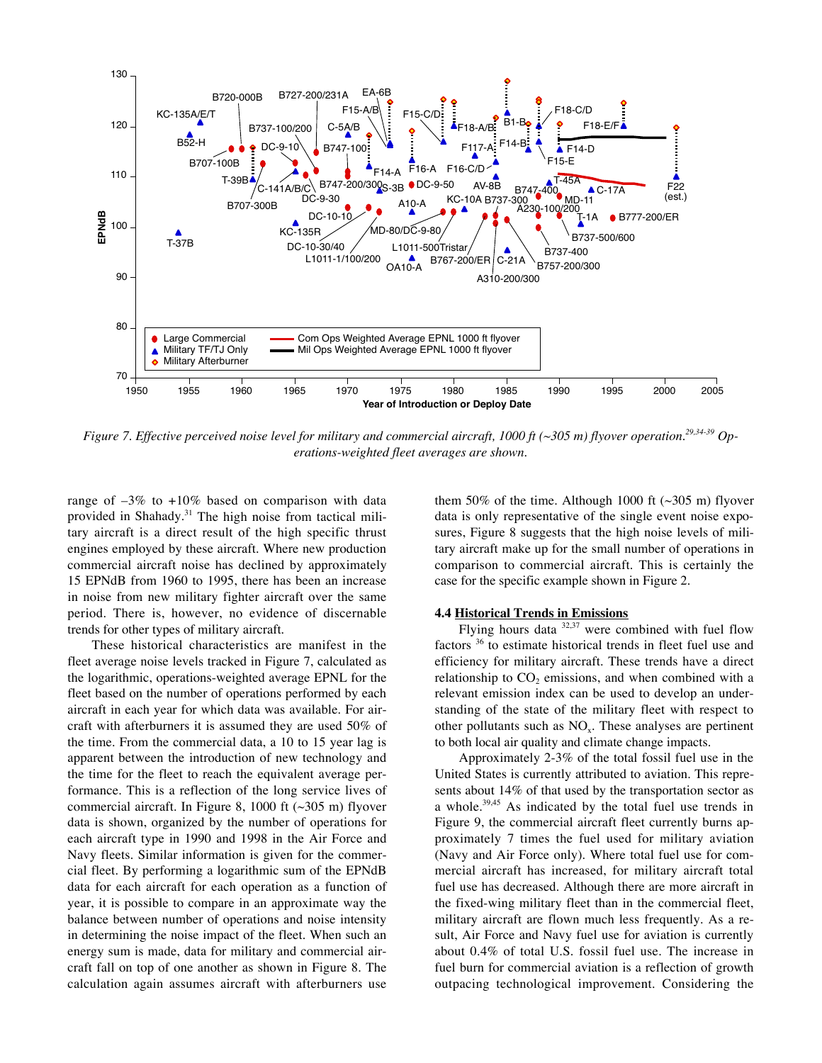130
120
110
100
90
80
70
EPNdB
1950 1955 1960 1965 1970 1975 1980 1985 1990 1995 2000 2005
Year of Introduction or Deploy Date

KC-135A/E/T
B52-H
B720-000B
B707-100B
T-39B
B707-300B
B737-100/200
DC-9-10
C-141A/B/C
B727-200/231A
DC-9-30
KC-135R
DC-10-30/40
L1011-1/100/200
DC-10-10
B747-200/300
C-5A/B
B747-100
F15-A/B
EA-6B
F14-A
S-3B
MD-80/DC-9-80
OA10-A
A10-A
F15-C/D
F16-A
DC-9-50
L1011-500Tristar
F18-A/B
F117-A
F16-C/D
KC-10A
AV-8B
B767-200/ER
C-21A
A310-200/300
B737-300
F14-B
B1-B
F18-C/D
F15-E
B747-400
A230-100/200
T-45A
MD-11
F14-D
T-1A
B737-400
B757-200/300
B737-500/600
C-17A
F18-E/F
B777-200/ER
F22 (est.)
T-37B

Large Commercial
Military TF/TJ Only
Military Afterburner
Com Ops Weighted Average EPNL 1000 ft flyover
Mil Ops Weighted Average EPNL 1000 ft flyover

*Figure 7. Effective perceived noise level for military and commercial aircraft, 1000 ft (~305 m) flyover operation.[29,34-39] Operations-weighted fleet averages are shown.*

range of –3% to +10% based on comparison with data provided in Shahady.[31] The high noise from tactical military aircraft is a direct result of the high specific thrust engines employed by these aircraft. Where new production commercial aircraft noise has declined by approximately 15 EPNdB from 1960 to 1995, there has been an increase in noise from new military fighter aircraft over the same period. There is, however, no evidence of discernable trends for other types of military aircraft.

These historical characteristics are manifest in the fleet average noise levels tracked in Figure 7, calculated as the logarithmic, operations-weighted average EPNL for the fleet based on the number of operations performed by each aircraft in each year for which data was available. For aircraft with afterburners it is assumed they are used 50% of the time. From the commercial data, a 10 to 15 year lag is apparent between the introduction of new technology and the time for the fleet to reach the equivalent average performance. This is a reflection of the long service lives of commercial aircraft. In Figure 8, 1000 ft (~305 m) flyover data is shown, organized by the number of operations for each aircraft type in 1990 and 1998 in the Air Force and Navy fleets. Similar information is given for the commercial fleet. By performing a logarithmic sum of the EPNdB data for each aircraft for each operation as a function of year, it is possible to compare in an approximate way the balance between number of operations and noise intensity in determining the noise impact of the fleet. When such an energy sum is made, data for military and commercial aircraft fall on top of one another as shown in Figure 8. The calculation again assumes aircraft with afterburners use them 50% of the time. Although 1000 ft (~305 m) flyover data is only representative of the single event noise exposures, Figure 8 suggests that the high noise levels of military aircraft make up for the small number of operations in comparison to commercial aircraft. This is certainly the case for the specific example shown in Figure 2.

### 4.4 Historical Trends in Emissions

Flying hours data [32,37] were combined with fuel flow factors [36] to estimate historical trends in fleet fuel use and efficiency for military aircraft. These trends have a direct relationship to $CO_2$ emissions, and when combined with a relevant emission index can be used to develop an understanding of the state of the military fleet with respect to other pollutants such as $NO_x$. These analyses are pertinent to both local air quality and climate change impacts.

Approximately 2-3% of the total fossil fuel use in the United States is currently attributed to aviation. This represents about 14% of that used by the transportation sector as a whole.[39,45] As indicated by the total fuel use trends in Figure 9, the commercial aircraft fleet currently burns approximately 7 times the fuel used for military aviation (Navy and Air Force only). Where total fuel use for commercial aircraft has increased, for military aircraft total fuel use has decreased. Although there are more aircraft in the fixed-wing military fleet than in the commercial fleet, military aircraft are flown much less frequently. As a result, Air Force and Navy fuel use for aviation is currently about 0.4% of total U.S. fossil fuel use. The increase in fuel burn for commercial aviation is a reflection of growth outpacing technological improvement. Considering the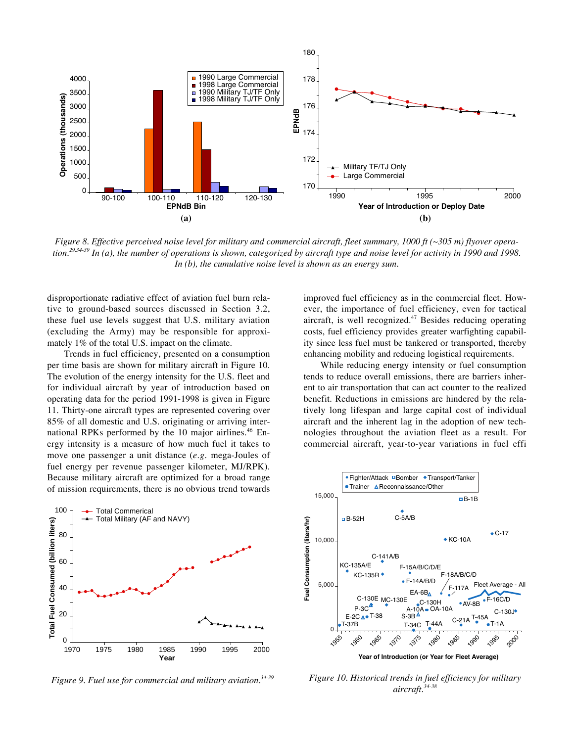4000
3500
3000
2500
2000
1500
1000
500
0
Operations (thousands)
90-100
100-110
110-120
120-130
EPNdB Bin
1990 Large Commercial
1998 Large Commercial
1990 Military TJ/TF Only
1998 Military TJ/TF Only
(a)

180
178
176
174
172
170
EPNdB
1990
1995
2000
Year of Introduction or Deploy Date
Military TF/TJ Only
Large Commercial
(b)

*Figure 8. Effective perceived noise level for military and commercial aircraft, fleet summary, 1000 ft (~305 m) flyover operation.[29,34-39] In (a), the number of operations is shown, categorized by aircraft type and noise level for activity in 1990 and 1998. In (b), the cumulative noise level is shown as an energy sum.*

disproportionate radiative effect of aviation fuel burn relative to ground-based sources discussed in Section 3.2, these fuel use levels suggest that U.S. military aviation (excluding the Army) may be responsible for approximately 1% of the total U.S. impact on the climate.

Trends in fuel efficiency, presented on a consumption per time basis are shown for military aircraft in Figure 10. The evolution of the energy intensity for the U.S. fleet and for individual aircraft by year of introduction based on operating data for the period 1991-1998 is given in Figure 11. Thirty-one aircraft types are represented covering over 85% of all domestic and U.S. originating or arriving international RPKs performed by the 10 major airlines.[46] Energy intensity is a measure of how much fuel it takes to move one passenger a unit distance (*e.g.* mega-Joules of fuel energy per revenue passenger kilometer, MJ/RPK). Because military aircraft are optimized for a broad range of mission requirements, there is no obvious trend towards improved fuel efficiency as in the commercial fleet. However, the importance of fuel efficiency, even for tactical aircraft, is well recognized.[47] Besides reducing operating costs, fuel efficiency provides greater warfighting capability since less fuel must be tankered or transported, thereby enhancing mobility and reducing logistical requirements.

While reducing energy intensity or fuel consumption tends to reduce overall emissions, there are barriers inherent to air transportation that can act counter to the realized benefit. Reductions in emissions are hindered by the relatively long lifespan and large capital cost of individual aircraft and the inherent lag in the adoption of new technologies throughout the aviation fleet as a result. For commercial aircraft, year-to-year variations in fuel effi

100
80
60
40
20
0
Total Fuel Consumed (billion liters)
1970
1975
1980
1985
1990
1995
2000
Year
Total Commerical
Total Military (AF and NAVY)

*Figure 9. Fuel use for commercial and military aviation.[34-39]*

Fighter/Attack
Bomber
Transport/Tanker
Trainer
Reconnaissance/Other
15,000
10,000
5,000
0
Fuel Consumption (liters/hr)
1955
1960
1965
1970
1975
1980
1985
1990
1995
2000
Year of Introduction (or Year for Fleet Average)
B-1B
B-52H
C-5A/B
C-17
KC-10A
C-141A/B
KC-135A/E
KC-135R
F-15A/B/C/D/E
F-18A/B/C/D
F-14A/B/D
F-117A
Fleet Average - All
EA-6B
C-130E
MC-130E
C-130H
AV-8B
F-16C/D
P-3C
A-10A
OA-10A
C-130J
E-2C
T-38
S-3B
T-45A
C-21A
T-37B
T-34C
T-44A
T-1A

*Figure 10. Historical trends in fuel efficiency for military aircraft.[34-38]*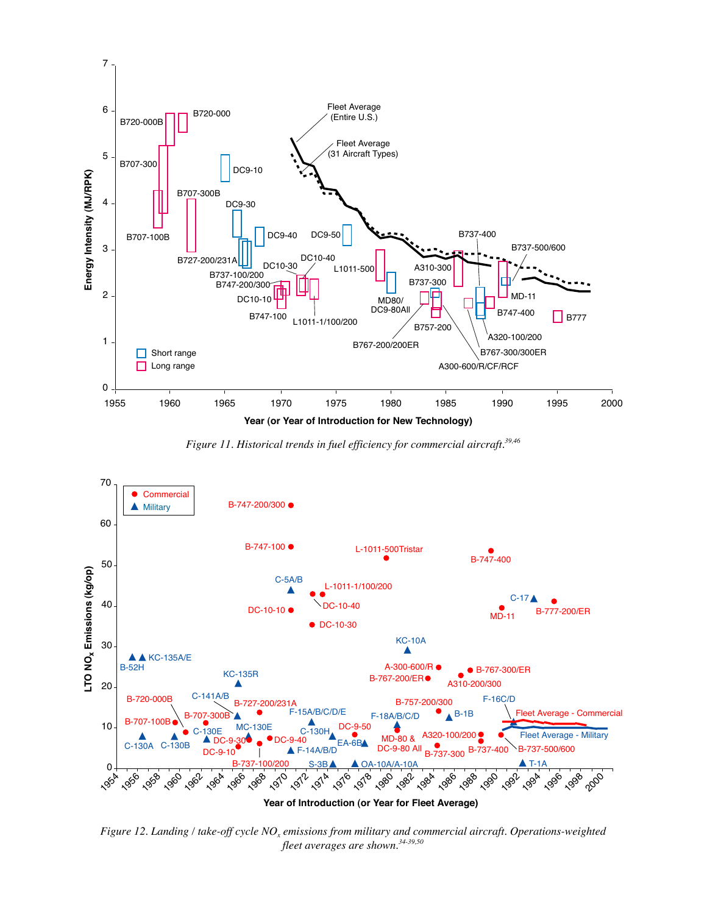7
6
5
4
3
2
1
0

Energy Intensity (MJ/RPK)

1955 1960 1965 1970 1975 1980 1985 1990 1995 2000

Year (or Year of Introduction for New Technology)

B720-000B
B720-000
B707-300
B707-300B
B707-100B
B727-200/231A
DC9-10
DC9-30
DC9-40
DC9-50
B737-100/200
B747-200/300
DC10-30
DC10-40
DC10-10
B747-100
L1011-1/100/200
L1011-500
MD80/
DC9-80All
B767-200/200ER
B757-200
B737-300
A310-300
B737-400
B737-500/600
MD-11
B747-400
A320-100/200
B767-300/300ER
A300-600/R/CF/RCF
B777
Fleet Average
(Entire U.S.)
Fleet Average
(31 Aircraft Types)
Short range
Long range

*Figure 11. Historical trends in fuel efficiency for commercial aircraft.*[39,46]

70
60
50
40
30
20
10
0

LTO $NO_x$ Emissions (kg/op)

1954 1956 1958 1960 1962 1964 1966 1968 1970 1972 1974 1976 1978 1980 1982 1984 1986 1988 1990 1992 1994 1996 1998 2000

Year of Introduction (or Year for Fleet Average)

Commercial
Military

B-747-200/300
B-747-100
L-1011-500Tristar
B-747-400
C-5A/B
L-1011-1/100/200
DC-10-10
DC-10-40
DC-10-30
C-17
B-777-200/ER
MD-11
KC-10A
KC-135A/E
B-52H
KC-135R
A-300-600/R
B-767-200/ER
B-767-300/ER
A310-200/300
B-720-000B
C-141A/B
B-727-200/231A
B-757-200
F-16C/D
B-707-300B
F-15A/B/C/D/E
F-18A/B/C/D
B-1B
Fleet Average - Commercial
B-707-100B
MC-130E
C-130E
C-130H
DC-9-50
Fleet Average - Military
C-130A
C-130B
DC-9-30
DC-9-40
EA-6B
MD-80 &
DC-9-80 All
A320-100/200
DC-9-10
F-14A/B/D
B-737-300
B-737-400
B-737-500/600
B-737-100/200
S-3B
OA-10A/A-10A
T-1A

*Figure 12. Landing / take-off cycle $NO_x$ emissions from military and commercial aircraft. Operations-weighted fleet averages are shown.*[34-39,50]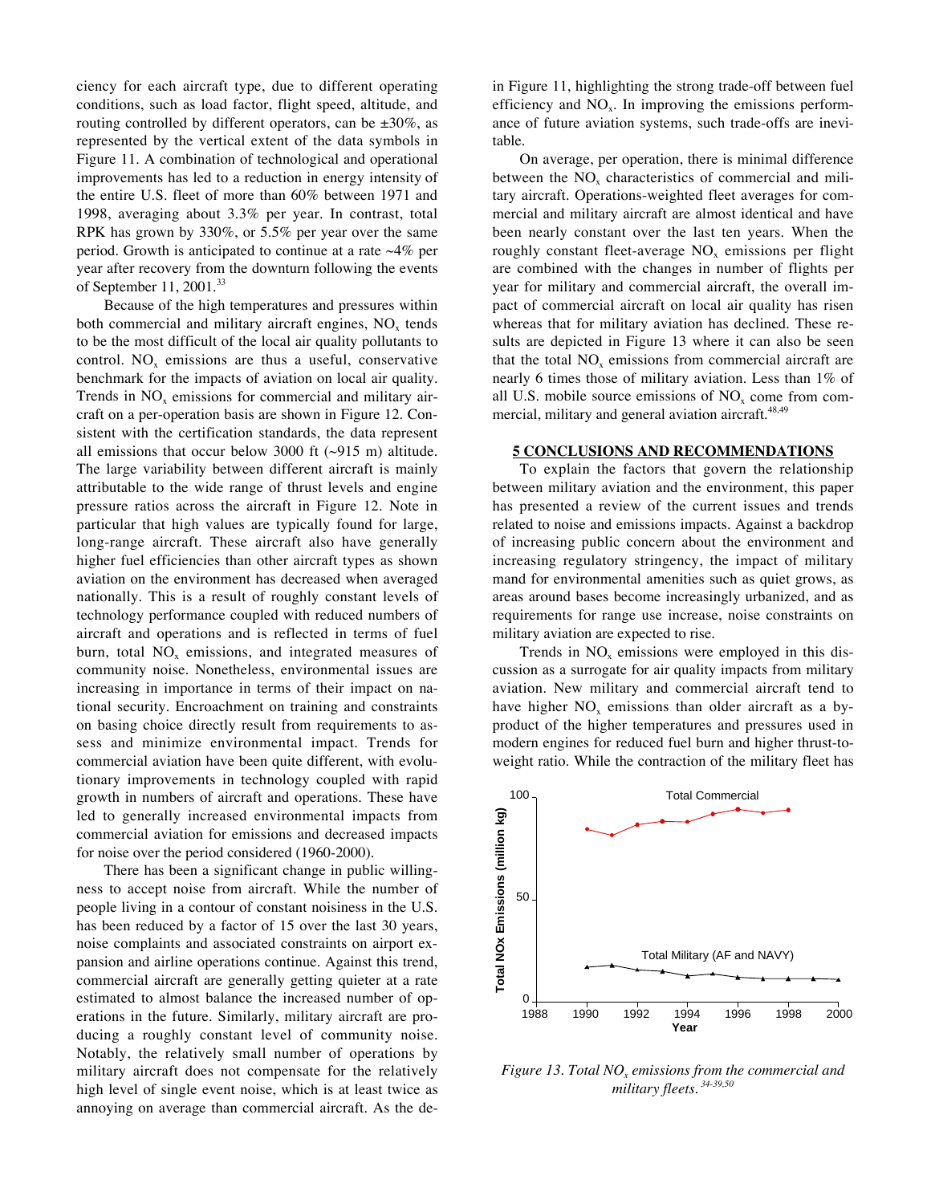ciency for each aircraft type, due to different operating conditions, such as load factor, flight speed, altitude, and routing controlled by different operators, can be ±30%, as represented by the vertical extent of the data symbols in Figure 11. A combination of technological and operational improvements has led to a reduction in energy intensity of the entire U.S. fleet of more than 60% between 1971 and 1998, averaging about 3.3% per year. In contrast, total RPK has grown by 330%, or 5.5% per year over the same period. Growth is anticipated to continue at a rate ~4% per year after recovery from the downturn following the events of September 11, 2001.[33]

Because of the high temperatures and pressures within both commercial and military aircraft engines, $NO_x$ tends to be the most difficult of the local air quality pollutants to control. $NO_x$ emissions are thus a useful, conservative benchmark for the impacts of aviation on local air quality. Trends in $NO_x$ emissions for commercial and military aircraft on a per-operation basis are shown in Figure 12. Consistent with the certification standards, the data represent all emissions that occur below 3000 ft (~915 m) altitude. The large variability between different aircraft is mainly attributable to the wide range of thrust levels and engine pressure ratios across the aircraft in Figure 12. Note in particular that high values are typically found for large, long-range aircraft. These aircraft also have generally higher fuel efficiencies than other aircraft types as shown in Figure 11, highlighting the strong trade-off between fuel efficiency and $NO_x$. In improving the emissions performance of future aviation systems, such trade-offs are inevitable.

On average, per operation, there is minimal difference between the $NO_x$ characteristics of commercial and military aircraft. Operations-weighted fleet averages for commercial and military aircraft are almost identical and have been nearly constant over the last ten years. When the roughly constant fleet-average $NO_x$ emissions per flight are combined with the changes in number of flights per year for military and commercial aircraft, the overall impact of commercial aircraft on local air quality has risen whereas that for military aviation has declined. These results are depicted in Figure 13 where it can also be seen that the total $NO_x$ emissions from commercial aircraft are nearly 6 times those of military aviation. Less than 1% of all U.S. mobile source emissions of $NO_x$ come from commercial, military and general aviation aircraft.[48,49]

## 5 CONCLUSIONS AND RECOMMENDATIONS

To explain the factors that govern the relationship between military aviation and the environment, this paper has presented a review of the current issues and trends related to noise and emissions impacts. Against a backdrop of increasing public concern about the environment and increasing regulatory stringency, the impact of military aviation on the environment has decreased when averaged nationally. This is a result of roughly constant levels of technology performance coupled with reduced numbers of aircraft and operations and is reflected in terms of fuel burn, total $NO_x$ emissions, and integrated measures of community noise. Nonetheless, environmental issues are increasing in importance in terms of their impact on national security. Encroachment on training and constraints on basing choice directly result from requirements to assess and minimize environmental impact. Trends for commercial aviation have been quite different, with evolutionary improvements in technology coupled with rapid growth in numbers of aircraft and operations. These have led to generally increased environmental impacts from commercial aviation for emissions and decreased impacts for noise over the period considered (1960-2000).

There has been a significant change in public willingness to accept noise from aircraft. While the number of people living in a contour of constant noisiness in the U.S. has been reduced by a factor of 15 over the last 30 years, noise complaints and associated constraints on airport expansion and airline operations continue. Against this trend, commercial aircraft are generally getting quieter at a rate estimated to almost balance the increased number of operations in the future. Similarly, military aircraft are producing a roughly constant level of community noise. Notably, the relatively small number of operations by military aircraft does not compensate for the relatively high level of single event noise, which is at least twice as annoying on average than commercial aircraft. As the demand for environmental amenities such as quiet grows, as areas around bases become increasingly urbanized, and as requirements for range use increase, noise constraints on military aviation are expected to rise.

Trends in $NO_x$ emissions were employed in this discussion as a surrogate for air quality impacts from military aviation. New military and commercial aircraft tend to have higher $NO_x$ emissions than older aircraft as a by-product of the higher temperatures and pressures used in modern engines for reduced fuel burn and higher thrust-to-weight ratio. While the contraction of the military fleet has

Total Commercial
Total Military (AF and NAVY)
Total NOx Emissions (million kg)
0
50
100
1988 1990 1992 1994 1996 1998 2000
Year

*Figure 13. Total $NO_x$ emissions from the commercial and military fleets.*[34-39,50]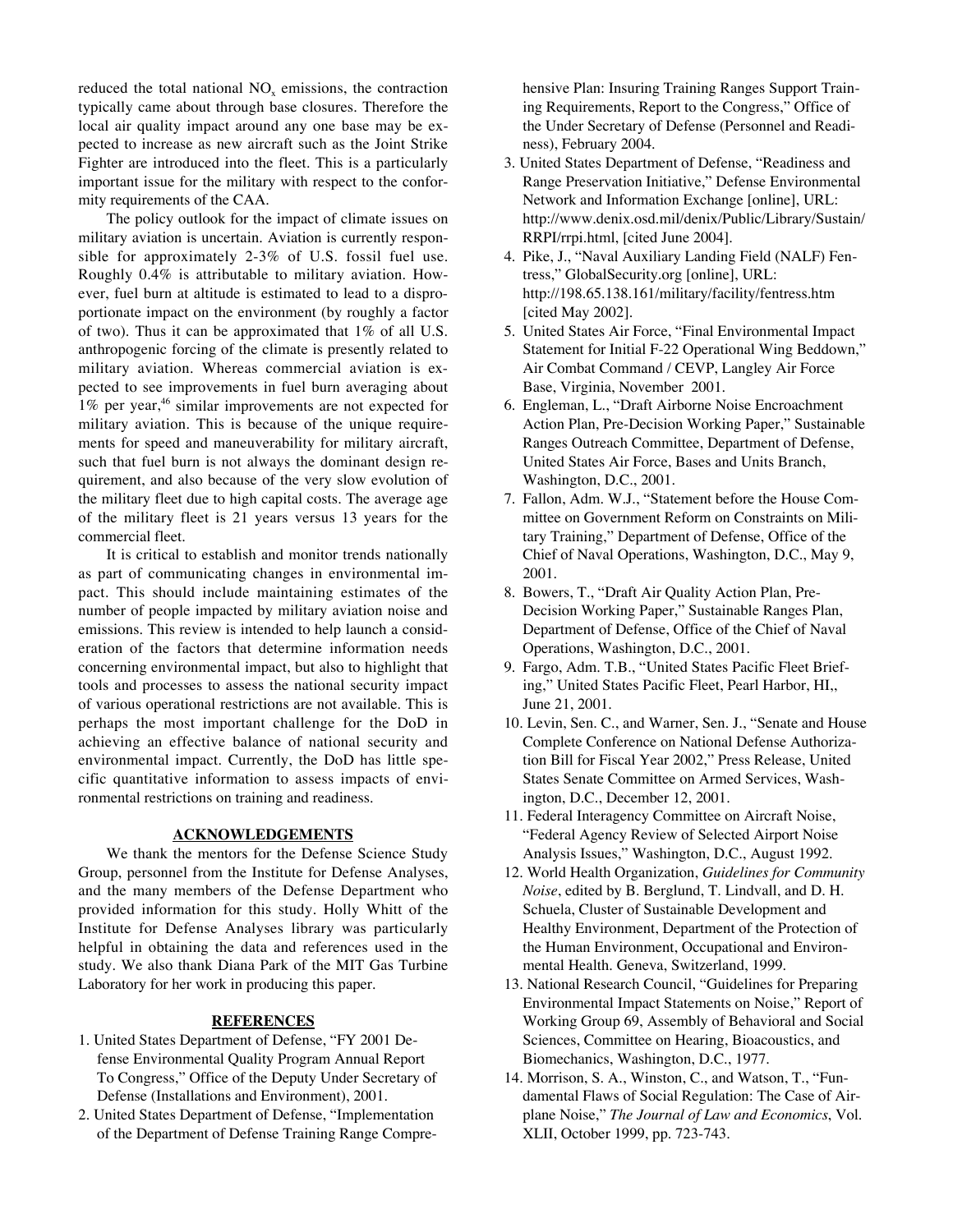reduced the total national $NO_x$ emissions, the contraction typically came about through base closures. Therefore the local air quality impact around any one base may be expected to increase as new aircraft such as the Joint Strike Fighter are introduced into the fleet. This is a particularly important issue for the military with respect to the conformity requirements of the CAA.

The policy outlook for the impact of climate issues on military aviation is uncertain. Aviation is currently responsible for approximately 2-3% of U.S. fossil fuel use. Roughly 0.4% is attributable to military aviation. However, fuel burn at altitude is estimated to lead to a disproportionate impact on the environment (by roughly a factor of two). Thus it can be approximated that 1% of all U.S. anthropogenic forcing of the climate is presently related to military aviation. Whereas commercial aviation is expected to see improvements in fuel burn averaging about 1% per year,[46] similar improvements are not expected for military aviation. This is because of the unique requirements for speed and maneuverability for military aircraft, such that fuel burn is not always the dominant design requirement, and also because of the very slow evolution of the military fleet due to high capital costs. The average age of the military fleet is 21 years versus 13 years for the commercial fleet.

It is critical to establish and monitor trends nationally as part of communicating changes in environmental impact. This should include maintaining estimates of the number of people impacted by military aviation noise and emissions. This review is intended to help launch a consideration of the factors that determine information needs concerning environmental impact, but also to highlight that tools and processes to assess the national security impact of various operational restrictions are not available. This is perhaps the most important challenge for the DoD in achieving an effective balance of national security and environmental impact. Currently, the DoD has little specific quantitative information to assess impacts of environmental restrictions on training and readiness.

## ACKNOWLEDGEMENTS

We thank the mentors for the Defense Science Study Group, personnel from the Institute for Defense Analyses, and the many members of the Defense Department who provided information for this study. Holly Whitt of the Institute for Defense Analyses library was particularly helpful in obtaining the data and references used in the study. We also thank Diana Park of the MIT Gas Turbine Laboratory for her work in producing this paper.

## REFERENCES

1. United States Department of Defense, "FY 2001 Defense Environmental Quality Program Annual Report To Congress," Office of the Deputy Under Secretary of Defense (Installations and Environment), 2001.
2. United States Department of Defense, "Implementation of the Department of Defense Training Range Comprehensive Plan: Insuring Training Ranges Support Training Requirements, Report to the Congress," Office of the Under Secretary of Defense (Personnel and Readiness), February 2004.
3. United States Department of Defense, "Readiness and Range Preservation Initiative," Defense Environmental Network and Information Exchange [online], URL: http://www.denix.osd.mil/denix/Public/Library/Sustain/RRPI/rrpi.html, [cited June 2004].
4. Pike, J., "Naval Auxiliary Landing Field (NALF) Fentress," GlobalSecurity.org [online], URL: http://198.65.138.161/military/facility/fentress.htm [cited May 2002].
5. United States Air Force, "Final Environmental Impact Statement for Initial F-22 Operational Wing Beddown," Air Combat Command / CEVP, Langley Air Force Base, Virginia, November 2001.
6. Engleman, L., "Draft Airborne Noise Encroachment Action Plan, Pre-Decision Working Paper," Sustainable Ranges Outreach Committee, Department of Defense, United States Air Force, Bases and Units Branch, Washington, D.C., 2001.
7. Fallon, Adm. W.J., "Statement before the House Committee on Government Reform on Constraints on Military Training," Department of Defense, Office of the Chief of Naval Operations, Washington, D.C., May 9, 2001.
8. Bowers, T., "Draft Air Quality Action Plan, Pre-Decision Working Paper," Sustainable Ranges Plan, Department of Defense, Office of the Chief of Naval Operations, Washington, D.C., 2001.
9. Fargo, Adm. T.B., "United States Pacific Fleet Briefing," United States Pacific Fleet, Pearl Harbor, HI,, June 21, 2001.
10. Levin, Sen. C., and Warner, Sen. J., "Senate and House Complete Conference on National Defense Authorization Bill for Fiscal Year 2002," Press Release, United States Senate Committee on Armed Services, Washington, D.C., December 12, 2001.
11. Federal Interagency Committee on Aircraft Noise, "Federal Agency Review of Selected Airport Noise Analysis Issues," Washington, D.C., August 1992.
12. World Health Organization, *Guidelines for Community Noise*, edited by B. Berglund, T. Lindvall, and D. H. Schuela, Cluster of Sustainable Development and Healthy Environment, Department of the Protection of the Human Environment, Occupational and Environmental Health. Geneva, Switzerland, 1999.
13. National Research Council, "Guidelines for Preparing Environmental Impact Statements on Noise," Report of Working Group 69, Assembly of Behavioral and Social Sciences, Committee on Hearing, Bioacoustics, and Biomechanics, Washington, D.C., 1977.
14. Morrison, S. A., Winston, C., and Watson, T., "Fundamental Flaws of Social Regulation: The Case of Airplane Noise," *The Journal of Law and Economics*, Vol. XLII, October 1999, pp. 723-743.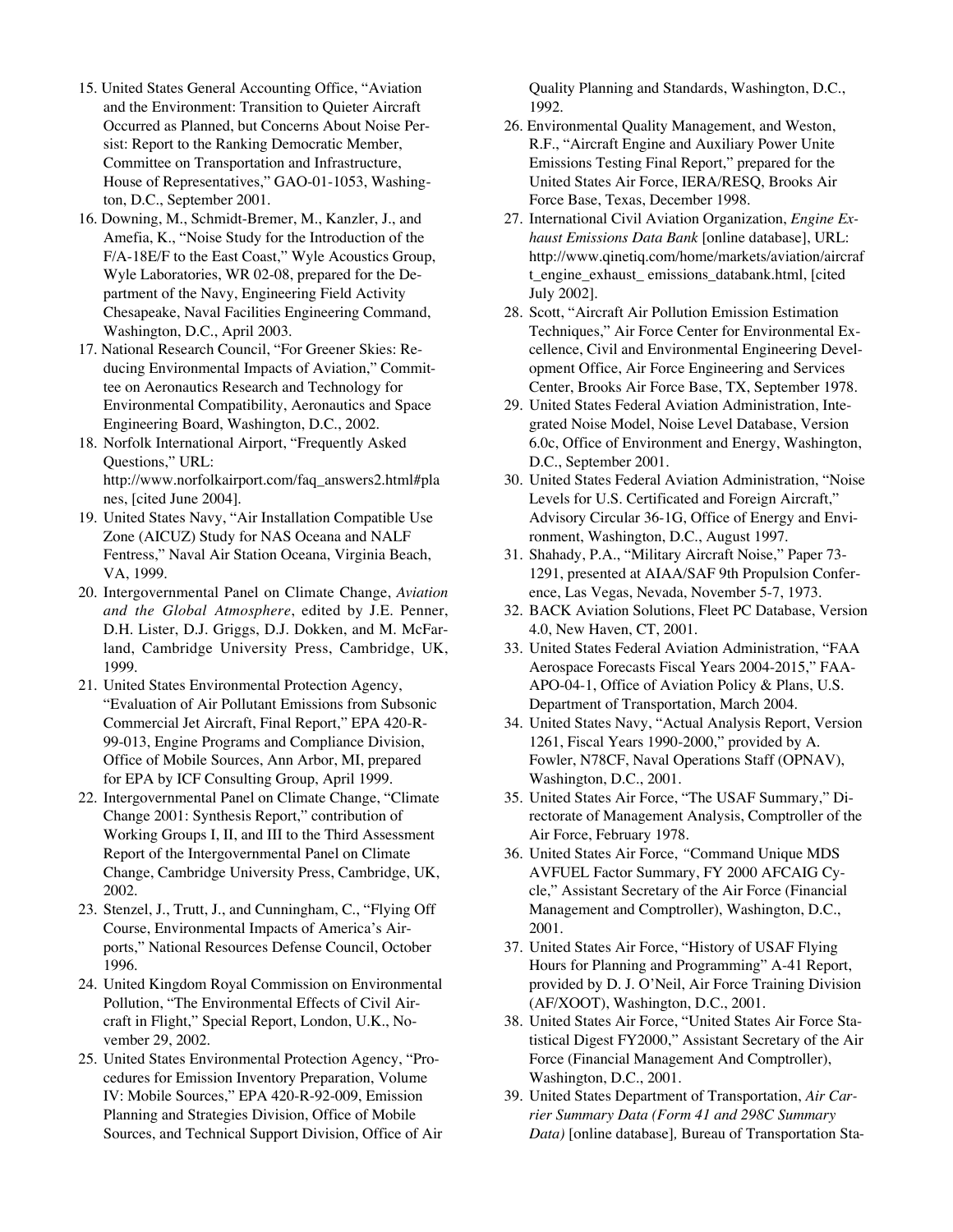15. United States General Accounting Office, "Aviation and the Environment: Transition to Quieter Aircraft Occurred as Planned, but Concerns About Noise Persist: Report to the Ranking Democratic Member, Committee on Transportation and Infrastructure, House of Representatives," GAO-01-1053, Washington, D.C., September 2001.
16. Downing, M., Schmidt-Bremer, M., Kanzler, J., and Amefia, K., "Noise Study for the Introduction of the F/A-18E/F to the East Coast," Wyle Acoustics Group, Wyle Laboratories, WR 02-08, prepared for the Department of the Navy, Engineering Field Activity Chesapeake, Naval Facilities Engineering Command, Washington, D.C., April 2003.
17. National Research Council, "For Greener Skies: Reducing Environmental Impacts of Aviation," Committee on Aeronautics Research and Technology for Environmental Compatibility, Aeronautics and Space Engineering Board, Washington, D.C., 2002.
18. Norfolk International Airport, "Frequently Asked Questions," URL: http://www.norfolkairport.com/faq_answers2.html#planes, [cited June 2004].
19. United States Navy, "Air Installation Compatible Use Zone (AICUZ) Study for NAS Oceana and NALF Fentress," Naval Air Station Oceana, Virginia Beach, VA, 1999.
20. Intergovernmental Panel on Climate Change, *Aviation and the Global Atmosphere*, edited by J.E. Penner, D.H. Lister, D.J. Griggs, D.J. Dokken, and M. McFarland, Cambridge University Press, Cambridge, UK, 1999.
21. United States Environmental Protection Agency, "Evaluation of Air Pollutant Emissions from Subsonic Commercial Jet Aircraft, Final Report," EPA 420-R-99-013, Engine Programs and Compliance Division, Office of Mobile Sources, Ann Arbor, MI, prepared for EPA by ICF Consulting Group, April 1999.
22. Intergovernmental Panel on Climate Change, "Climate Change 2001: Synthesis Report," contribution of Working Groups I, II, and III to the Third Assessment Report of the Intergovernmental Panel on Climate Change, Cambridge University Press, Cambridge, UK, 2002.
23. Stenzel, J., Trutt, J., and Cunningham, C., "Flying Off Course, Environmental Impacts of America's Airports," National Resources Defense Council, October 1996.
24. United Kingdom Royal Commission on Environmental Pollution, "The Environmental Effects of Civil Aircraft in Flight," Special Report, London, U.K., November 29, 2002.
25. United States Environmental Protection Agency, "Procedures for Emission Inventory Preparation, Volume IV: Mobile Sources," EPA 420-R-92-009, Emission Planning and Strategies Division, Office of Mobile Sources, and Technical Support Division, Office of Air Quality Planning and Standards, Washington, D.C., 1992.
26. Environmental Quality Management, and Weston, R.F., "Aircraft Engine and Auxiliary Power Unite Emissions Testing Final Report," prepared for the United States Air Force, IERA/RESQ, Brooks Air Force Base, Texas, December 1998.
27. International Civil Aviation Organization, *Engine Exhaust Emissions Data Bank* [online database], URL: http://www.qinetiq.com/home/markets/aviation/aircraft_engine_exhaust_ emissions_databank.html, [cited July 2002].
28. Scott, "Aircraft Air Pollution Emission Estimation Techniques," Air Force Center for Environmental Excellence, Civil and Environmental Engineering Development Office, Air Force Engineering and Services Center, Brooks Air Force Base, TX, September 1978.
29. United States Federal Aviation Administration, Integrated Noise Model, Noise Level Database, Version 6.0c, Office of Environment and Energy, Washington, D.C., September 2001.
30. United States Federal Aviation Administration, "Noise Levels for U.S. Certificated and Foreign Aircraft," Advisory Circular 36-1G, Office of Energy and Environment, Washington, D.C., August 1997.
31. Shahady, P.A., "Military Aircraft Noise," Paper 73-1291, presented at AIAA/SAF 9th Propulsion Conference, Las Vegas, Nevada, November 5-7, 1973.
32. BACK Aviation Solutions, Fleet PC Database, Version 4.0, New Haven, CT, 2001.
33. United States Federal Aviation Administration, "FAA Aerospace Forecasts Fiscal Years 2004-2015," FAA-APO-04-1, Office of Aviation Policy & Plans, U.S. Department of Transportation, March 2004.
34. United States Navy, "Actual Analysis Report, Version 1261, Fiscal Years 1990-2000," provided by A. Fowler, N78CF, Naval Operations Staff (OPNAV), Washington, D.C., 2001.
35. United States Air Force, "The USAF Summary," Directorate of Management Analysis, Comptroller of the Air Force, February 1978.
36. United States Air Force, "Command Unique MDS AVFUEL Factor Summary, FY 2000 AFCAIG Cycle," Assistant Secretary of the Air Force (Financial Management and Comptroller), Washington, D.C., 2001.
37. United States Air Force, "History of USAF Flying Hours for Planning and Programming" A-41 Report, provided by D. J. O'Neil, Air Force Training Division (AF/XOOT), Washington, D.C., 2001.
38. United States Air Force, "United States Air Force Statistical Digest FY2000," Assistant Secretary of the Air Force (Financial Management And Comptroller), Washington, D.C., 2001.
39. United States Department of Transportation, *Air Carrier Summary Data (Form 41 and 298C Summary Data)* [online database], Bureau of Transportation Sta-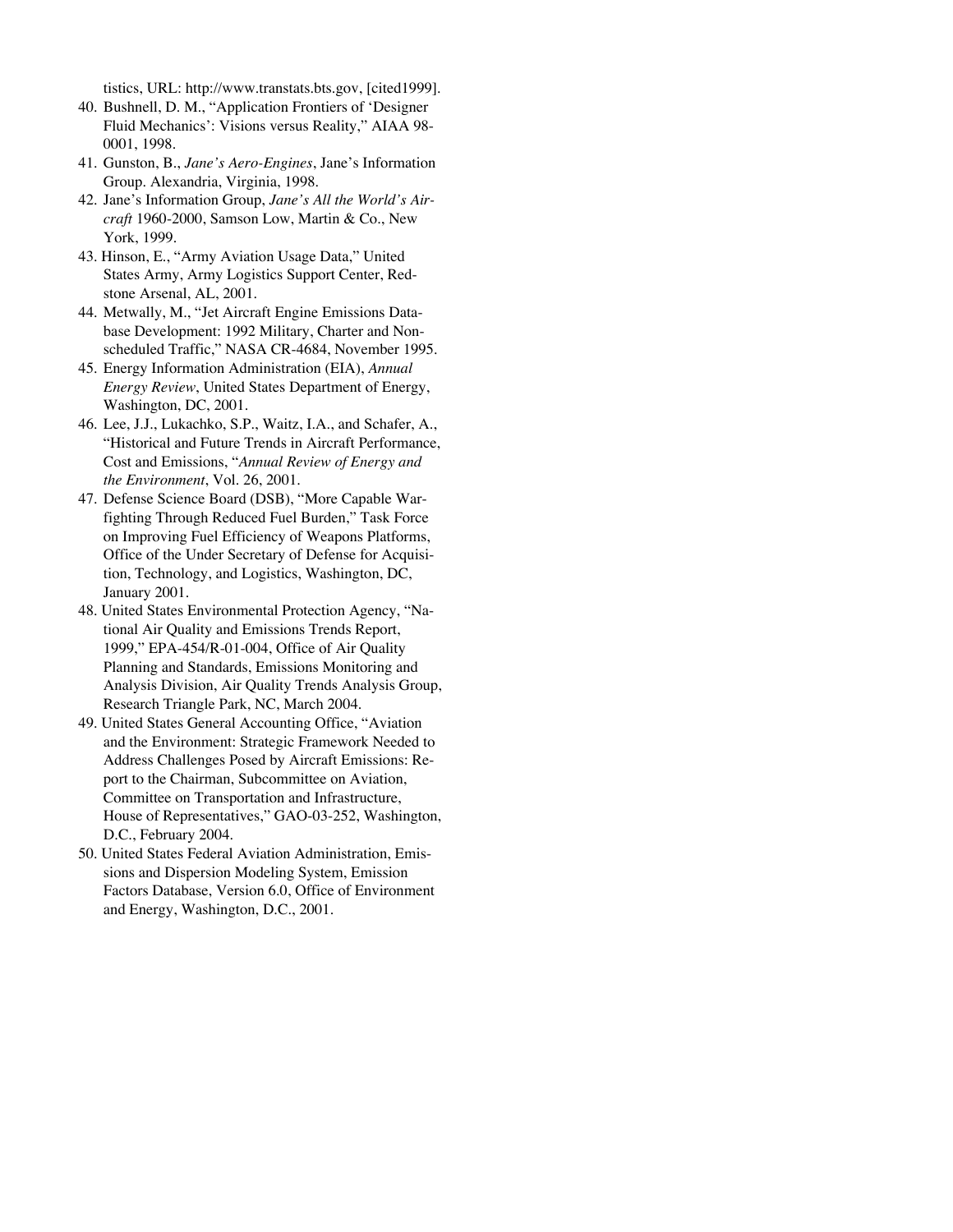tistics, URL: http://www.transtats.bts.gov, [cited1999].

40. Bushnell, D. M., "Application Frontiers of 'Designer Fluid Mechanics': Visions versus Reality," AIAA 98-0001, 1998.
41. Gunston, B., *Jane's Aero-Engines*, Jane's Information Group. Alexandria, Virginia, 1998.
42. Jane's Information Group, *Jane's All the World's Aircraft* 1960-2000, Samson Low, Martin & Co., New York, 1999.
43. Hinson, E., "Army Aviation Usage Data," United States Army, Army Logistics Support Center, Redstone Arsenal, AL, 2001.
44. Metwally, M., "Jet Aircraft Engine Emissions Database Development: 1992 Military, Charter and Nonscheduled Traffic," NASA CR-4684, November 1995.
45. Energy Information Administration (EIA), *Annual Energy Review*, United States Department of Energy, Washington, DC, 2001.
46. Lee, J.J., Lukachko, S.P., Waitz, I.A., and Schafer, A., "Historical and Future Trends in Aircraft Performance, Cost and Emissions, "*Annual Review of Energy and the Environment*, Vol. 26, 2001.
47. Defense Science Board (DSB), "More Capable Warfighting Through Reduced Fuel Burden," Task Force on Improving Fuel Efficiency of Weapons Platforms, Office of the Under Secretary of Defense for Acquisition, Technology, and Logistics, Washington, DC, January 2001.
48. United States Environmental Protection Agency, "National Air Quality and Emissions Trends Report, 1999," EPA-454/R-01-004, Office of Air Quality Planning and Standards, Emissions Monitoring and Analysis Division, Air Quality Trends Analysis Group, Research Triangle Park, NC, March 2004.
49. United States General Accounting Office, "Aviation and the Environment: Strategic Framework Needed to Address Challenges Posed by Aircraft Emissions: Report to the Chairman, Subcommittee on Aviation, Committee on Transportation and Infrastructure, House of Representatives," GAO-03-252, Washington, D.C., February 2004.
50. United States Federal Aviation Administration, Emissions and Dispersion Modeling System, Emission Factors Database, Version 6.0, Office of Environment and Energy, Washington, D.C., 2001.